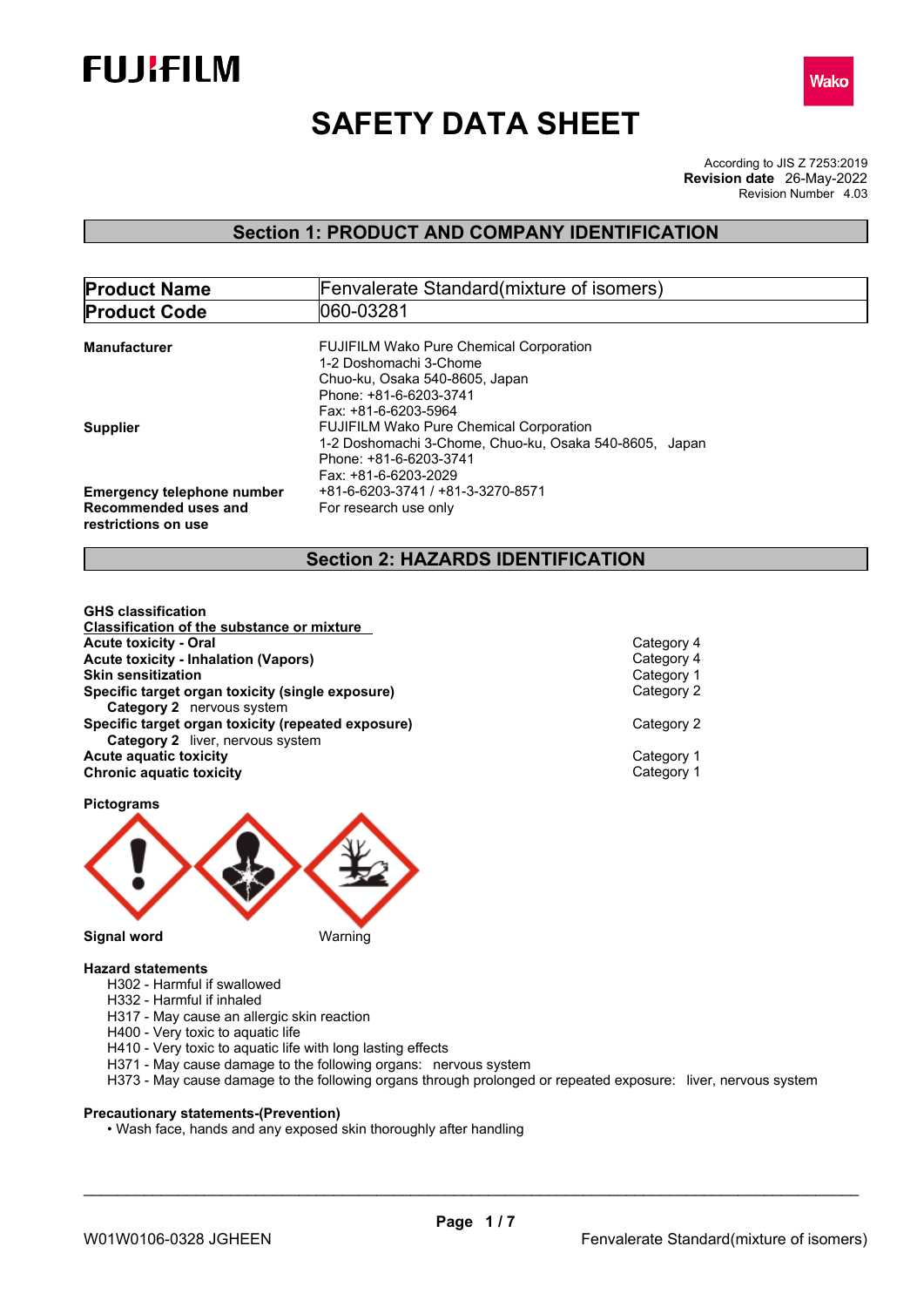# SAFETY DATA SHEET

According to JIS Z 7253:2019
**Revision date** 26-May-2022
Revision Number 4.03

## Section 1: PRODUCT AND COMPANY IDENTIFICATION

| **Product Name** | Fenvalerate Standard(mixture of isomers) |
|---|---|
| **Product Code** | 060-03281 |

**Manufacturer**
FUJIFILM Wako Pure Chemical Corporation
1-2 Doshomachi 3-Chome
Chuo-ku, Osaka 540-8605, Japan
Phone: +81-6-6203-3741
Fax: +81-6-6203-5964

**Supplier**
FUJIFILM Wako Pure Chemical Corporation
1-2 Doshomachi 3-Chome, Chuo-ku, Osaka 540-8605, Japan
Phone: +81-6-6203-3741
Fax: +81-6-6203-2029

**Emergency telephone number** +81-6-6203-3741 / +81-3-3270-8571

**Recommended uses and restrictions on use** For research use only

## Section 2: HAZARDS IDENTIFICATION

**GHS classification**

**Classification of the substance or mixture**

| | |
|---|---|
| **Acute toxicity - Oral** | Category 4 |
| **Acute toxicity - Inhalation (Vapors)** | Category 4 |
| **Skin sensitization** | Category 1 |
| **Specific target organ toxicity (single exposure)** | Category 2 |
| **Category 2** nervous system | |
| **Specific target organ toxicity (repeated exposure)** | Category 2 |
| **Category 2** liver, nervous system | |
| **Acute aquatic toxicity** | Category 1 |
| **Chronic aquatic toxicity** | Category 1 |

**Pictograms**

**Signal word** Warning

**Hazard statements**

- H302 - Harmful if swallowed
- H332 - Harmful if inhaled
- H317 - May cause an allergic skin reaction
- H400 - Very toxic to aquatic life
- H410 - Very toxic to aquatic life with long lasting effects
- H371 - May cause damage to the following organs: nervous system
- H373 - May cause damage to the following organs through prolonged or repeated exposure: liver, nervous system

**Precautionary statements-(Prevention)**

- Wash face, hands and any exposed skin thoroughly after handling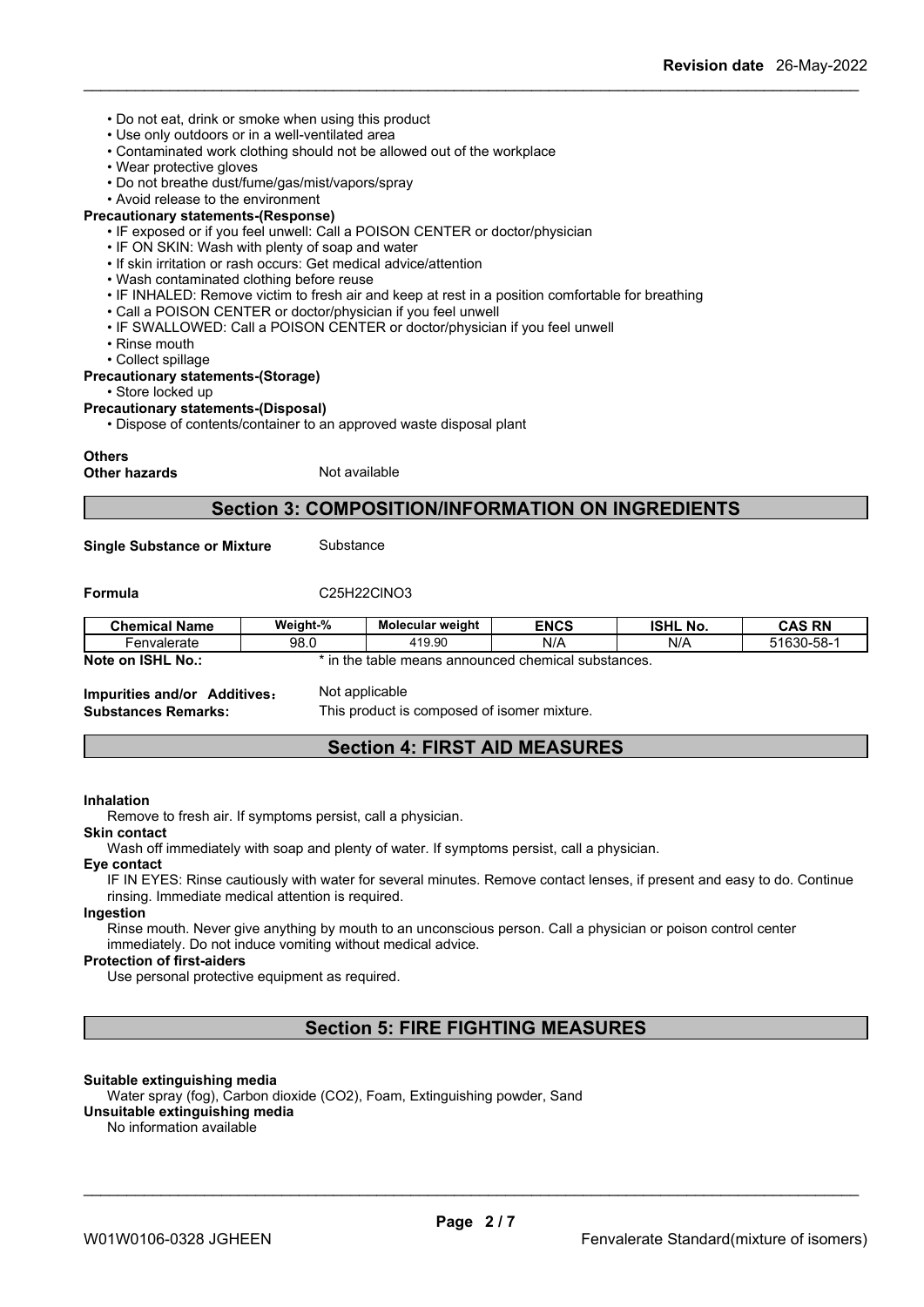- Do not eat, drink or smoke when using this product
- Use only outdoors or in a well-ventilated area
- Contaminated work clothing should not be allowed out of the workplace
- Wear protective gloves
- Do not breathe dust/fume/gas/mist/vapors/spray
- Avoid release to the environment

**Precautionary statements-(Response)**

- IF exposed or if you feel unwell: Call a POISON CENTER or doctor/physician
- IF ON SKIN: Wash with plenty of soap and water
- If skin irritation or rash occurs: Get medical advice/attention
- Wash contaminated clothing before reuse
- IF INHALED: Remove victim to fresh air and keep at rest in a position comfortable for breathing
- Call a POISON CENTER or doctor/physician if you feel unwell
- IF SWALLOWED: Call a POISON CENTER or doctor/physician if you feel unwell
- Rinse mouth
- Collect spillage

**Precautionary statements-(Storage)**

- Store locked up

**Precautionary statements-(Disposal)**

- Dispose of contents/container to an approved waste disposal plant

**Others**

**Other hazards** Not available

## Section 3: COMPOSITION/INFORMATION ON INGREDIENTS

**Single Substance or Mixture** Substance

**Formula** $C_{25}H_{22}ClNO_3$

| Chemical Name | Weight-% | Molecular weight | ENCS | ISHL No. | CAS RN |
|---|---|---|---|---|---|
| Fenvalerate | 98.0 | 419.90 | N/A | N/A | 51630-58-1 |

**Note on ISHL No.:** * in the table means announced chemical substances.

**Impurities and/or Additives:** Not applicable

**Substances Remarks:** This product is composed of isomer mixture.

## Section 4: FIRST AID MEASURES

**Inhalation**

Remove to fresh air. If symptoms persist, call a physician.

**Skin contact**

Wash off immediately with soap and plenty of water. If symptoms persist, call a physician.

**Eye contact**

IF IN EYES: Rinse cautiously with water for several minutes. Remove contact lenses, if present and easy to do. Continue rinsing. Immediate medical attention is required.

**Ingestion**

Rinse mouth. Never give anything by mouth to an unconscious person. Call a physician or poison control center immediately. Do not induce vomiting without medical advice.

**Protection of first-aiders**

Use personal protective equipment as required.

## Section 5: FIRE FIGHTING MEASURES

**Suitable extinguishing media**

Water spray (fog), Carbon dioxide ($CO_2$), Foam, Extinguishing powder, Sand

**Unsuitable extinguishing media**

No information available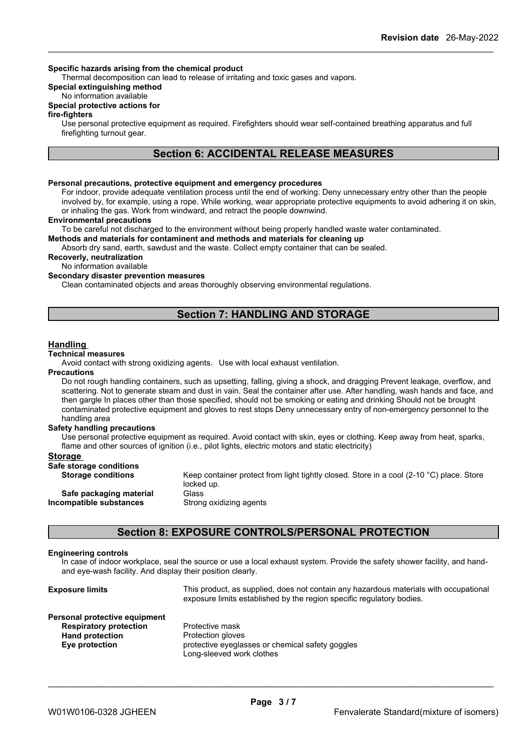**Specific hazards arising from the chemical product**

Thermal decomposition can lead to release of irritating and toxic gases and vapors.

**Special extinguishing method**

No information available

**Special protective actions for fire-fighters**

Use personal protective equipment as required. Firefighters should wear self-contained breathing apparatus and full firefighting turnout gear.

## Section 6: ACCIDENTAL RELEASE MEASURES

**Personal precautions, protective equipment and emergency procedures**

For indoor, provide adequate ventilation process until the end of working. Deny unnecessary entry other than the people involved by, for example, using a rope. While working, wear appropriate protective equipments to avoid adhering it on skin, or inhaling the gas. Work from windward, and retract the people downwind.

**Environmental precautions**

To be careful not discharged to the environment without being properly handled waste water contaminated.

**Methods and materials for contaminent and methods and materials for cleaning up**

Absorb dry sand, earth, sawdust and the waste. Collect empty container that can be sealed.

**Recoverly, neutralization**

No information available

**Secondary disaster prevention measures**

Clean contaminated objects and areas thoroughly observing environmental regulations.

## Section 7: HANDLING AND STORAGE

### Handling

**Technical measures**

Avoid contact with strong oxidizing agents. Use with local exhaust ventilation.

**Precautions**

Do not rough handling containers, such as upsetting, falling, giving a shock, and dragging Prevent leakage, overflow, and scattering. Not to generate steam and dust in vain. Seal the container after use. After handling, wash hands and face, and then gargle In places other than those specified, should not be smoking or eating and drinking Should not be brought contaminated protective equipment and gloves to rest stops Deny unnecessary entry of non-emergency personnel to the handling area

**Safety handling precautions**

Use personal protective equipment as required. Avoid contact with skin, eyes or clothing. Keep away from heat, sparks, flame and other sources of ignition (i.e., pilot lights, electric motors and static electricity)

### Storage

**Safe storage conditions**

**Storage conditions** — Keep container protect from light tightly closed. Store in a cool (2-10 °C) place. Store locked up.

**Safe packaging material** — Glass

**Incompatible substances** — Strong oxidizing agents

## Section 8: EXPOSURE CONTROLS/PERSONAL PROTECTION

**Engineering controls**

In case of indoor workplace, seal the source or use a local exhaust system. Provide the safety shower facility, and hand- and eye-wash facility. And display their position clearly.

**Exposure limits** — This product, as supplied, does not contain any hazardous materials with occupational exposure limits established by the region specific regulatory bodies.

**Personal protective equipment**

**Respiratory protection** — Protective mask

**Hand protection** — Protection gloves

**Eye protection** — protective eyeglasses or chemical safety goggles

Long-sleeved work clothes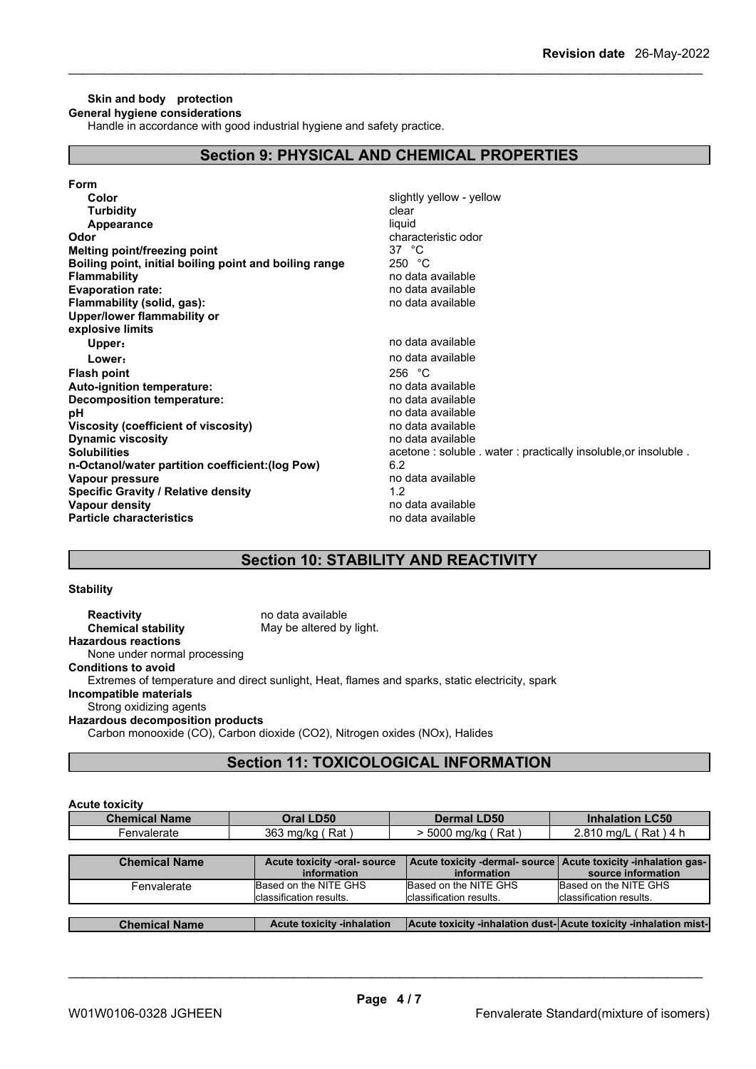**Skin and body protection**

**General hygiene considerations**

Handle in accordance with good industrial hygiene and safety practice.

## Section 9: PHYSICAL AND CHEMICAL PROPERTIES

| | |
|---|---|
| **Form** | |
| **Color** | slightly yellow - yellow |
| **Turbidity** | clear |
| **Appearance** | liquid |
| **Odor** | characteristic odor |
| **Melting point/freezing point** | 37 °C |
| **Boiling point, initial boiling point and boiling range** | 250 °C |
| **Flammability** | no data available |
| **Evaporation rate:** | no data available |
| **Flammability (solid, gas):** | no data available |
| **Upper/lower flammability or explosive limits** | |
| **Upper:** | no data available |
| **Lower:** | no data available |
| **Flash point** | 256 °C |
| **Auto-ignition temperature:** | no data available |
| **Decomposition temperature:** | no data available |
| **pH** | no data available |
| **Viscosity (coefficient of viscosity)** | no data available |
| **Dynamic viscosity** | no data available |
| **Solubilities** | acetone : soluble . water : practically insoluble,or insoluble . |
| **n-Octanol/water partition coefficient:(log Pow)** | 6.2 |
| **Vapour pressure** | no data available |
| **Specific Gravity / Relative density** | 1.2 |
| **Vapour density** | no data available |
| **Particle characteristics** | no data available |

## Section 10: STABILITY AND REACTIVITY

**Stability**

**Reactivity** no data available

**Chemical stability** May be altered by light.

**Hazardous reactions**

None under normal processing

**Conditions to avoid**

Extremes of temperature and direct sunlight, Heat, flames and sparks, static electricity, spark

**Incompatible materials**

Strong oxidizing agents

**Hazardous decomposition products**

Carbon monooxide (CO), Carbon dioxide ($CO_2$), Nitrogen oxides ($NO_x$), Halides

## Section 11: TOXICOLOGICAL INFORMATION

**Acute toxicity**

| Chemical Name | Oral LD50 | Dermal LD50 | Inhalation LC50 |
|---|---|---|---|
| Fenvalerate | 363 mg/kg ( Rat ) | > 5000 mg/kg ( Rat ) | 2.810 mg/L ( Rat ) 4 h |

| Chemical Name | Acute toxicity -oral- source information | Acute toxicity -dermal- source information | Acute toxicity -inhalation gas- source information |
|---|---|---|---|
| Fenvalerate | Based on the NITE GHS classification results. | Based on the NITE GHS classification results. | Based on the NITE GHS classification results. |

| Chemical Name | Acute toxicity -inhalation | Acute toxicity -inhalation dust- | Acute toxicity -inhalation mist- |
|---|---|---|---|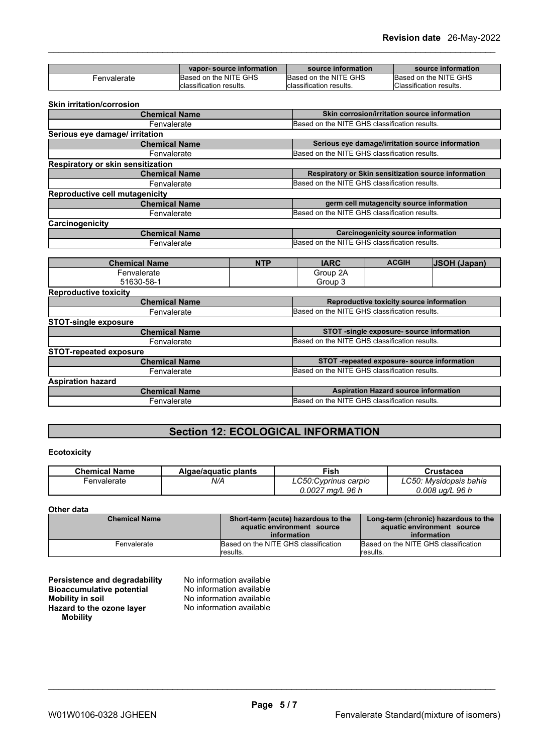| | vapor- source information | source information | source information |
|---|---|---|---|
| Fenvalerate | Based on the NITE GHS classification results. | Based on the NITE GHS classification results. | Based on the NITE GHS Classification results. |

**Skin irritation/corrosion**

| Chemical Name | Skin corrosion/irritation source information |
|---|---|
| Fenvalerate | Based on the NITE GHS classification results. |

**Serious eye damage/ irritation**

| Chemical Name | Serious eye damage/irritation source information |
|---|---|
| Fenvalerate | Based on the NITE GHS classification results. |

**Respiratory or skin sensitization**

| Chemical Name | Respiratory or Skin sensitization source information |
|---|---|
| Fenvalerate | Based on the NITE GHS classification results. |

**Reproductive cell mutagenicity**

| Chemical Name | germ cell mutagencity source information |
|---|---|
| Fenvalerate | Based on the NITE GHS classification results. |

**Carcinogenicity**

| Chemical Name | Carcinogenicity source information |
|---|---|
| Fenvalerate | Based on the NITE GHS classification results. |

| Chemical Name | NTP | IARC | ACGIH | JSOH (Japan) |
|---|---|---|---|---|
| Fenvalerate 51630-58-1 | | Group 2A Group 3 | | |

**Reproductive toxicity**

| Chemical Name | Reproductive toxicity source information |
|---|---|
| Fenvalerate | Based on the NITE GHS classification results. |

**STOT-single exposure**

| Chemical Name | STOT -single exposure- source information |
|---|---|
| Fenvalerate | Based on the NITE GHS classification results. |

**STOT-repeated exposure**

| Chemical Name | STOT -repeated exposure- source information |
|---|---|
| Fenvalerate | Based on the NITE GHS classification results. |

**Aspiration hazard**

| Chemical Name | Aspiration Hazard source information |
|---|---|
| Fenvalerate | Based on the NITE GHS classification results. |

## Section 12: ECOLOGICAL INFORMATION

**Ecotoxicity**

| Chemical Name | Algae/aquatic plants | Fish | Crustacea |
|---|---|---|---|
| Fenvalerate | *N/A* | *LC50:Cyprinus carpio 0.0027 mg/L 96 h* | *LC50: Mysidopsis bahia 0.008 ug/L 96 h* |

**Other data**

| Chemical Name | Short-term (acute) hazardous to the aquatic environment source information | Long-term (chronic) hazardous to the aquatic environment source information |
|---|---|---|
| Fenvalerate | Based on the NITE GHS classification results. | Based on the NITE GHS classification results. |

**Persistence and degradability** No information available
**Bioaccumulative potential** No information available
**Mobility in soil** No information available
**Hazard to the ozone layer** No information available
**Mobility**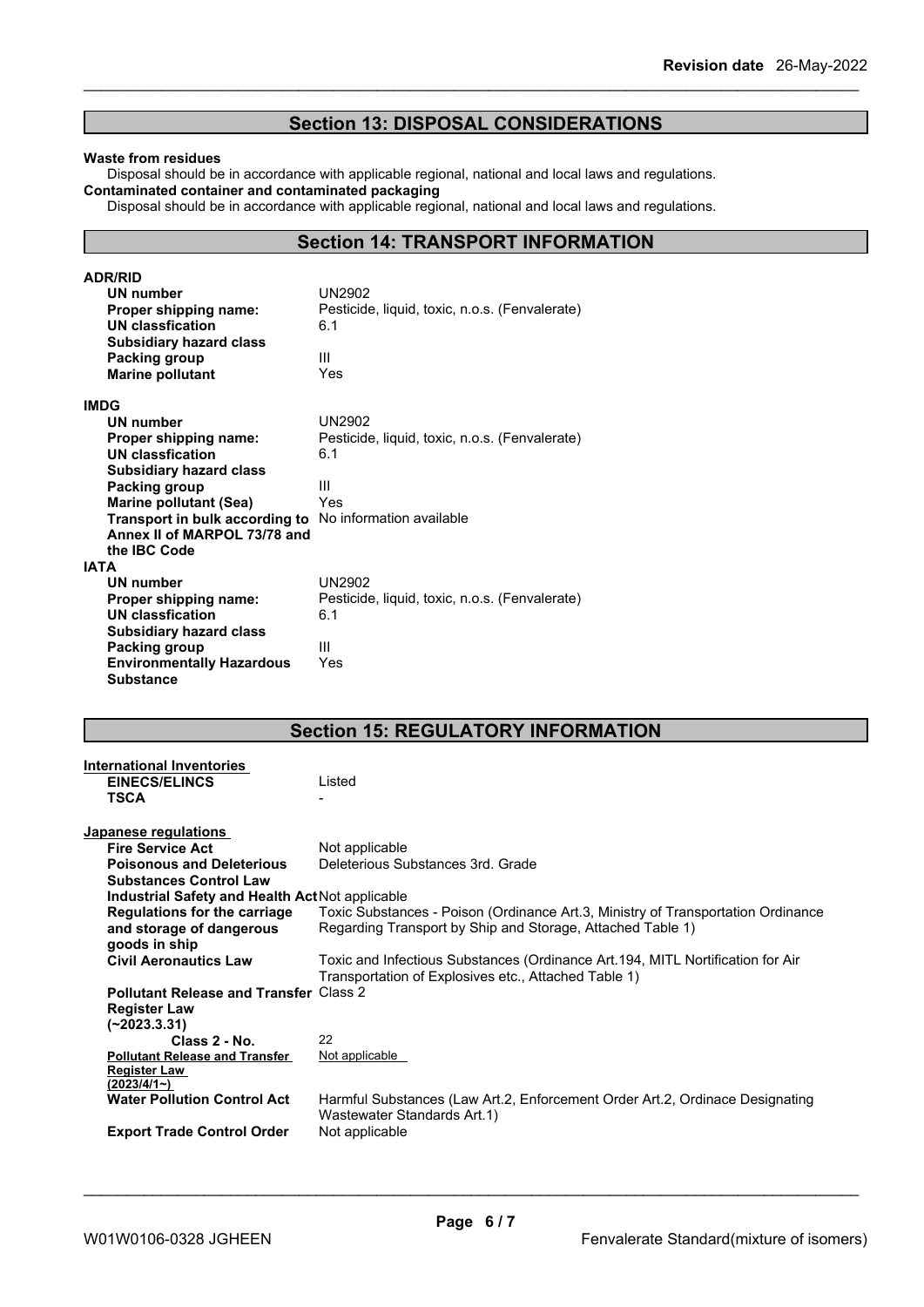## Section 13: DISPOSAL CONSIDERATIONS

**Waste from residues**

Disposal should be in accordance with applicable regional, national and local laws and regulations.

**Contaminated container and contaminated packaging**

Disposal should be in accordance with applicable regional, national and local laws and regulations.

## Section 14: TRANSPORT INFORMATION

**ADR/RID**

| | |
|---|---|
| **UN number** | UN2902 |
| **Proper shipping name:** | Pesticide, liquid, toxic, n.o.s. (Fenvalerate) |
| **UN classfication** | 6.1 |
| **Subsidiary hazard class** | |
| **Packing group** | III |
| **Marine pollutant** | Yes |

**IMDG**

| | |
|---|---|
| **UN number** | UN2902 |
| **Proper shipping name:** | Pesticide, liquid, toxic, n.o.s. (Fenvalerate) |
| **UN classfication** | 6.1 |
| **Subsidiary hazard class** | |
| **Packing group** | III |
| **Marine pollutant (Sea)** | Yes |
| **Transport in bulk according to Annex II of MARPOL 73/78 and the IBC Code** | No information available |

**IATA**

| | |
|---|---|
| **UN number** | UN2902 |
| **Proper shipping name:** | Pesticide, liquid, toxic, n.o.s. (Fenvalerate) |
| **UN classfication** | 6.1 |
| **Subsidiary hazard class** | |
| **Packing group** | III |
| **Environmentally Hazardous Substance** | Yes |

## Section 15: REGULATORY INFORMATION

**International Inventories**

| | |
|---|---|
| **EINECS/ELINCS** | Listed |
| **TSCA** | - |

**Japanese regulations**

| | |
|---|---|
| **Fire Service Act** | Not applicable |
| **Poisonous and Deleterious Substances Control Law** | Deleterious Substances 3rd. Grade |
| **Industrial Safety and Health Act** | Not applicable |
| **Regulations for the carriage and storage of dangerous goods in ship** | Toxic Substances - Poison (Ordinance Art.3, Ministry of Transportation Ordinance Regarding Transport by Ship and Storage, Attached Table 1) |
| **Civil Aeronautics Law** | Toxic and Infectious Substances (Ordinance Art.194, MITL Nortification for Air Transportation of Explosives etc., Attached Table 1) |
| **Pollutant Release and Transfer Register Law (~2023.3.31)** | Class 2 |
| **Class 2 - No.** | 22 |
| **Pollutant Release and Transfer Register Law (2023/4/1~)** | Not applicable |
| **Water Pollution Control Act** | Harmful Substances (Law Art.2, Enforcement Order Art.2, Ordinace Designating Wastewater Standards Art.1) |
| **Export Trade Control Order** | Not applicable |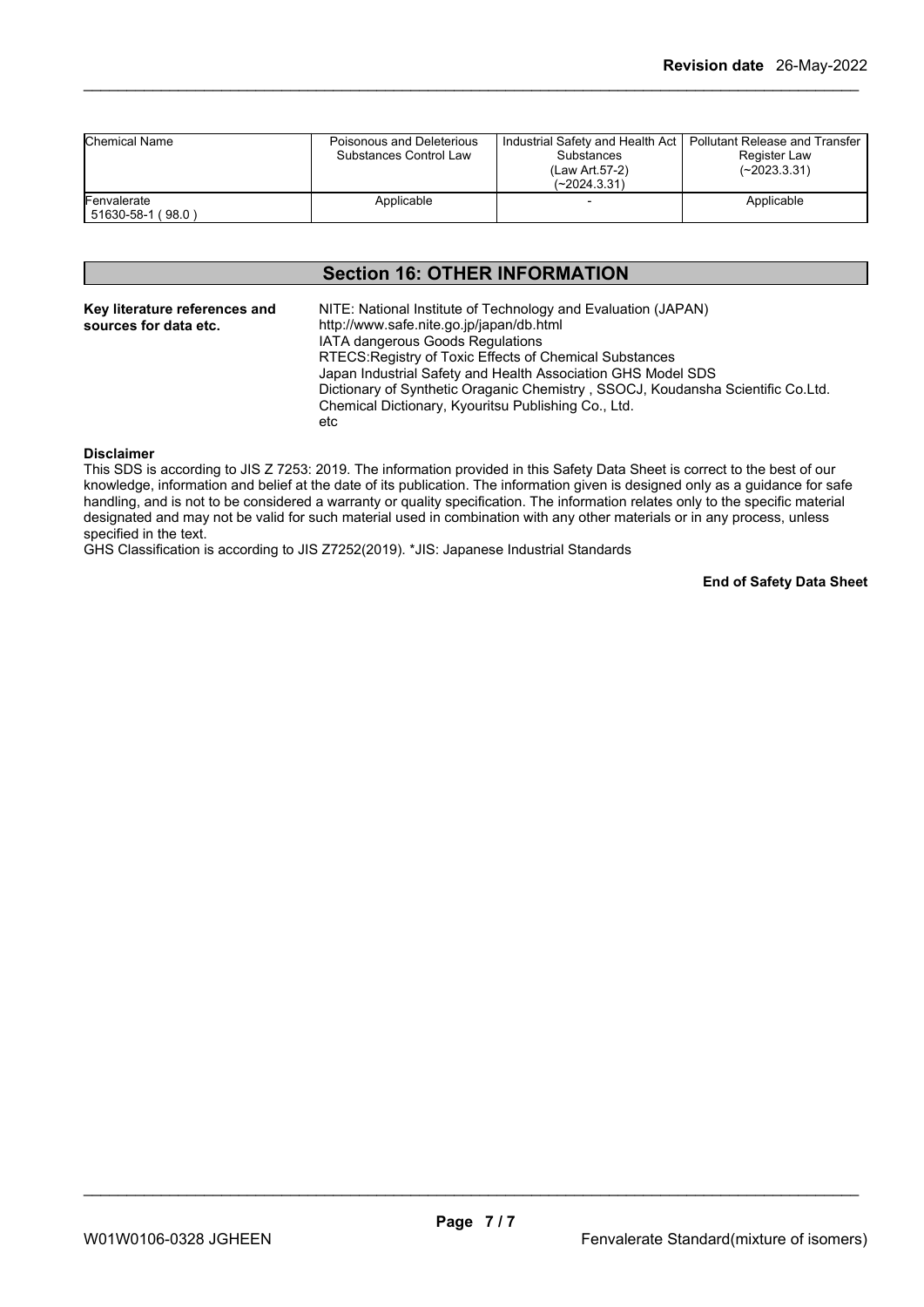| Chemical Name | Poisonous and Deleterious Substances Control Law | Industrial Safety and Health Act Substances (Law Art.57-2) (~2024.3.31) | Pollutant Release and Transfer Register Law (~2023.3.31) |
|---|---|---|---|
| Fenvalerate 51630-58-1 ( 98.0 ) | Applicable | - | Applicable |

## Section 16: OTHER INFORMATION

**Key literature references and sources for data etc.**

NITE: National Institute of Technology and Evaluation (JAPAN)
http://www.safe.nite.go.jp/japan/db.html
IATA dangerous Goods Regulations
RTECS:Registry of Toxic Effects of Chemical Substances
Japan Industrial Safety and Health Association GHS Model SDS
Dictionary of Synthetic Oraganic Chemistry , SSOCJ, Koudansha Scientific Co.Ltd.
Chemical Dictionary, Kyouritsu Publishing Co., Ltd.
etc

**Disclaimer**

This SDS is according to JIS Z 7253: 2019. The information provided in this Safety Data Sheet is correct to the best of our knowledge, information and belief at the date of its publication. The information given is designed only as a guidance for safe handling, and is not to be considered a warranty or quality specification. The information relates only to the specific material designated and may not be valid for such material used in combination with any other materials or in any process, unless specified in the text.

GHS Classification is according to JIS Z7252(2019). *JIS: Japanese Industrial Standards

**End of Safety Data Sheet**